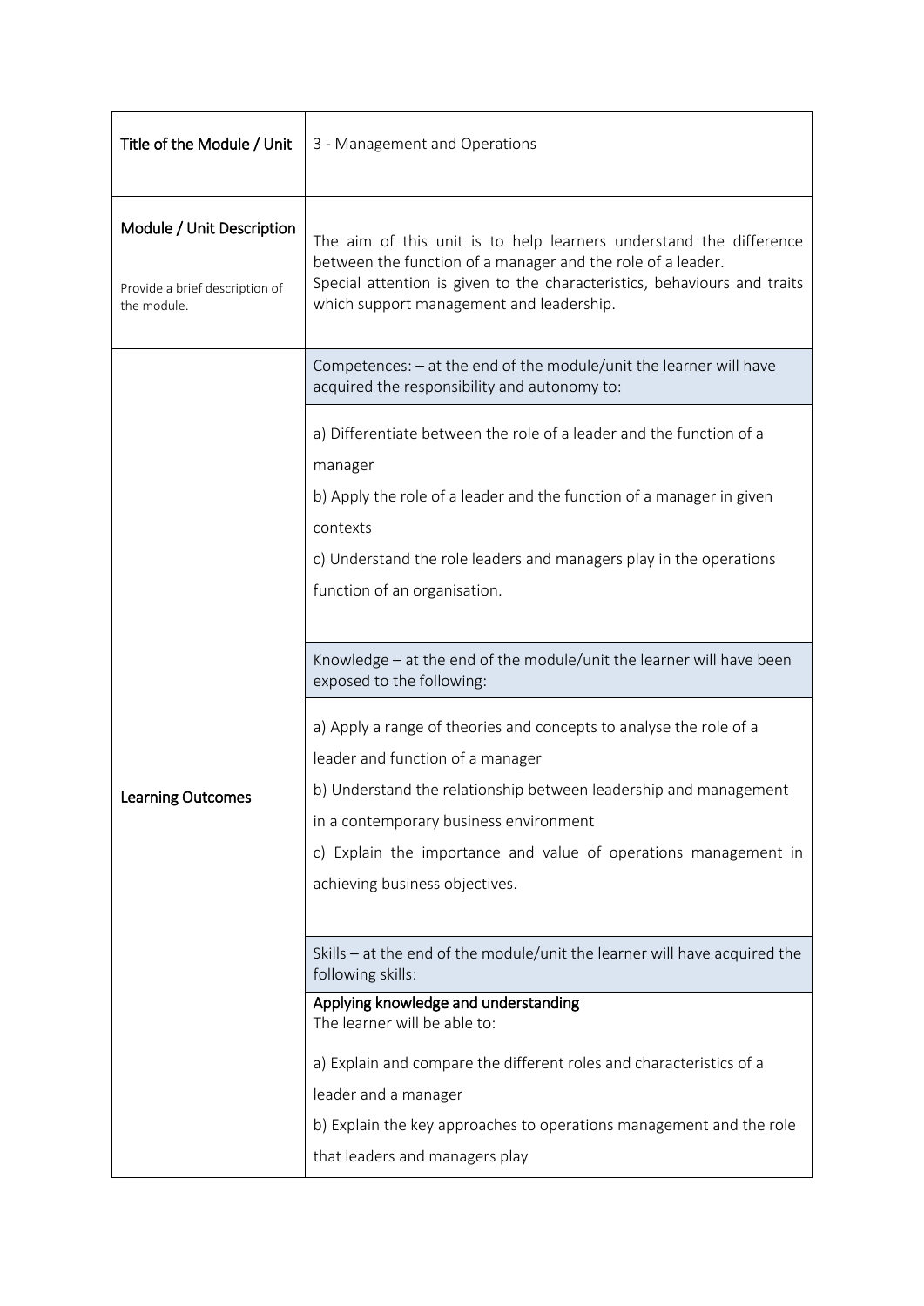| Title of the Module / Unit | 3 - Management and Operations |
|---|---|
| **Module / Unit Description**<br><br>Provide a brief description of the module. | The aim of this unit is to help learners understand the difference between the function of a manager and the role of a leader.<br>Special attention is given to the characteristics, behaviours and traits which support management and leadership. |
| **Learning Outcomes** | Competences: – at the end of the module/unit the learner will have acquired the responsibility and autonomy to:<br><br>a) Differentiate between the role of a leader and the function of a manager<br>b) Apply the role of a leader and the function of a manager in given contexts<br>c) Understand the role leaders and managers play in the operations function of an organisation.<br><br>Knowledge – at the end of the module/unit the learner will have been exposed to the following:<br><br>a) Apply a range of theories and concepts to analyse the role of a leader and function of a manager<br>b) Understand the relationship between leadership and management in a contemporary business environment<br>c) Explain the importance and value of operations management in achieving business objectives.<br><br>Skills – at the end of the module/unit the learner will have acquired the following skills:<br><br>**Applying knowledge and understanding**<br>The learner will be able to:<br><br>a) Explain and compare the different roles and characteristics of a leader and a manager<br>b) Explain the key approaches to operations management and the role that leaders and managers play |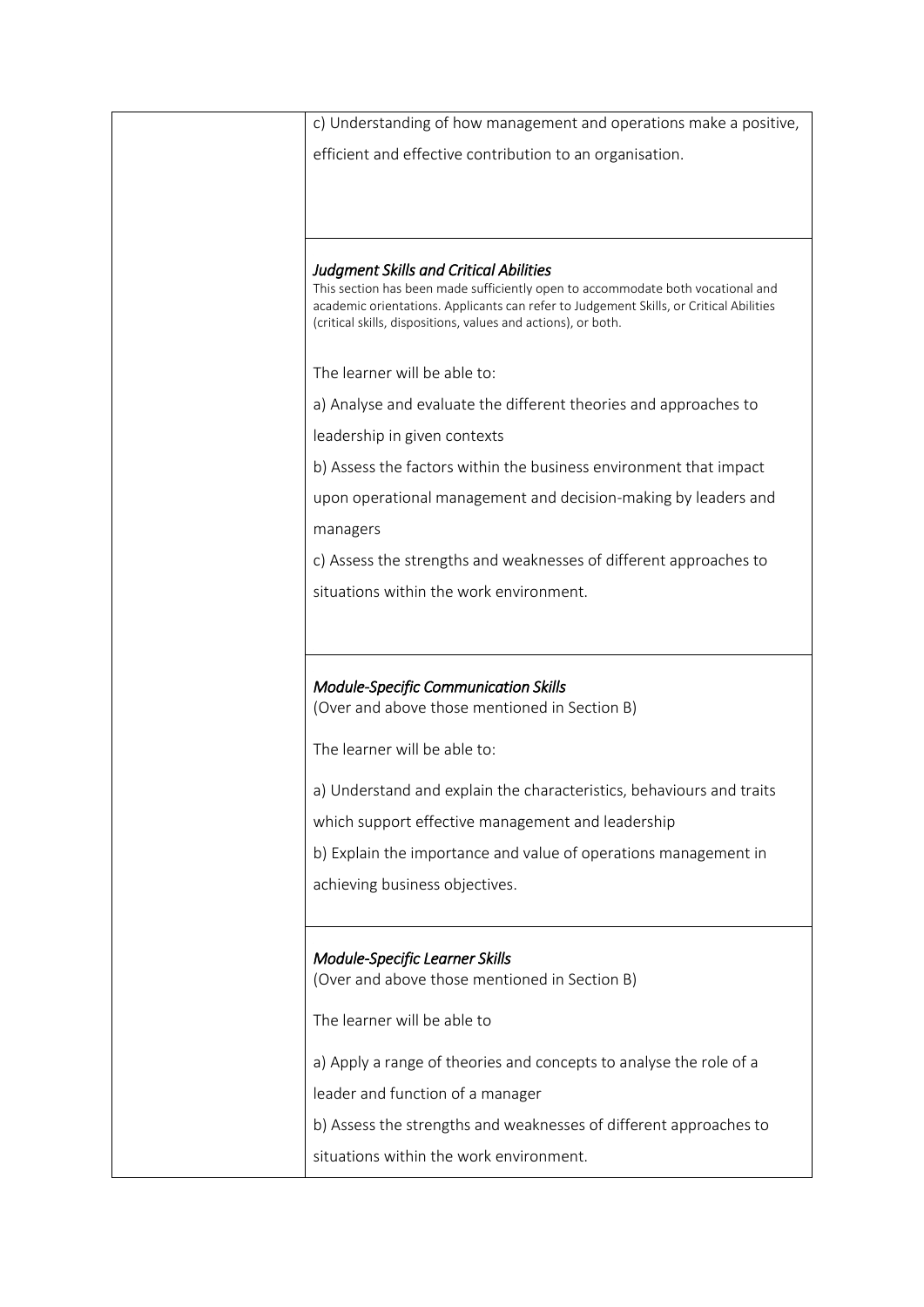| | |
|---|---|
| | c) Understanding of how management and operations make a positive, efficient and effective contribution to an organisation. |
| | *Judgment Skills and Critical Abilities*<br>This section has been made sufficiently open to accommodate both vocational and academic orientations. Applicants can refer to Judgement Skills, or Critical Abilities (critical skills, dispositions, values and actions), or both.<br><br>The learner will be able to:<br><br>a) Analyse and evaluate the different theories and approaches to leadership in given contexts<br>b) Assess the factors within the business environment that impact upon operational management and decision-making by leaders and managers<br>c) Assess the strengths and weaknesses of different approaches to situations within the work environment. |
| | *Module-Specific Communication Skills*<br>(Over and above those mentioned in Section B)<br><br>The learner will be able to:<br><br>a) Understand and explain the characteristics, behaviours and traits which support effective management and leadership<br>b) Explain the importance and value of operations management in achieving business objectives. |
| | *Module-Specific Learner Skills*<br>(Over and above those mentioned in Section B)<br><br>The learner will be able to<br><br>a) Apply a range of theories and concepts to analyse the role of a leader and function of a manager<br>b) Assess the strengths and weaknesses of different approaches to situations within the work environment. |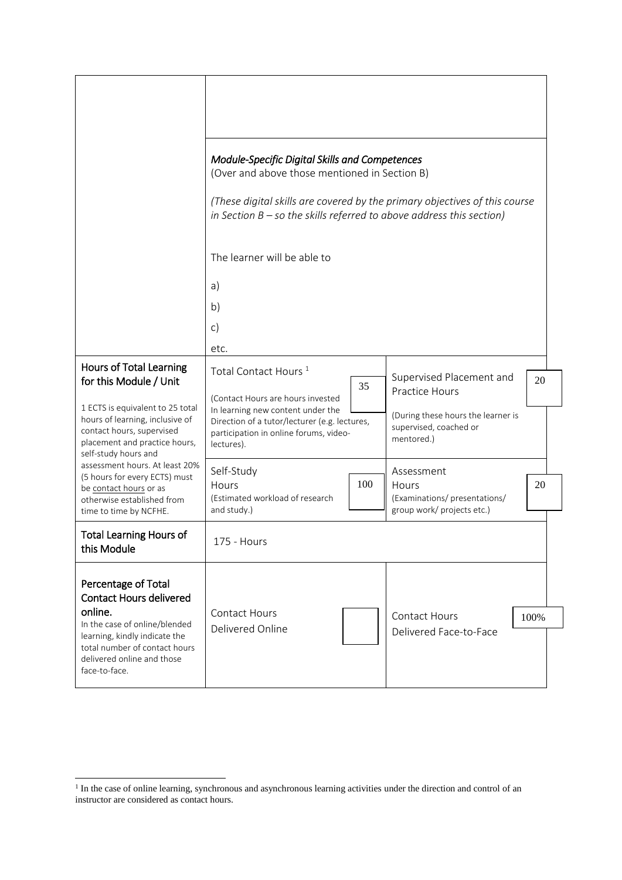| | | |
|---|---|---|
| | | |
| | ***Module-Specific Digital Skills and Competences***<br>(Over and above those mentioned in Section B)<br><br>*(These digital skills are covered by the primary objectives of this course in Section B – so the skills referred to above address this section)*<br><br>The learner will be able to<br><br>a)<br>b)<br>c)<br>etc. | |
| **Hours of Total Learning for this Module / Unit**<br><br>1 ECTS is equivalent to 25 total hours of learning, inclusive of contact hours, supervised placement and practice hours, self-study hours and assessment hours. At least 20% (5 hours for every ECTS) must be contact hours or as otherwise established from time to time by NCFHE. | Total Contact Hours [1] — 35<br><br>(Contact Hours are hours invested In learning new content under the Direction of a tutor/lecturer (e.g. lectures, participation in online forums, video-lectures).<br><br>Self-Study Hours — 100<br>(Estimated workload of research and study.) | Supervised Placement and Practice Hours — 20<br><br>(During these hours the learner is supervised, coached or mentored.)<br><br>Assessment Hours — 20<br>(Examinations/ presentations/ group work/ projects etc.) |
| **Total Learning Hours of this Module** | 175 - Hours | |
| **Percentage of Total Contact Hours delivered online.**<br>In the case of online/blended learning, kindly indicate the total number of contact hours delivered online and those face-to-face. | Contact Hours Delivered Online | Contact Hours Delivered Face-to-Face — 100% |

[1] In the case of online learning, synchronous and asynchronous learning activities under the direction and control of an instructor are considered as contact hours.